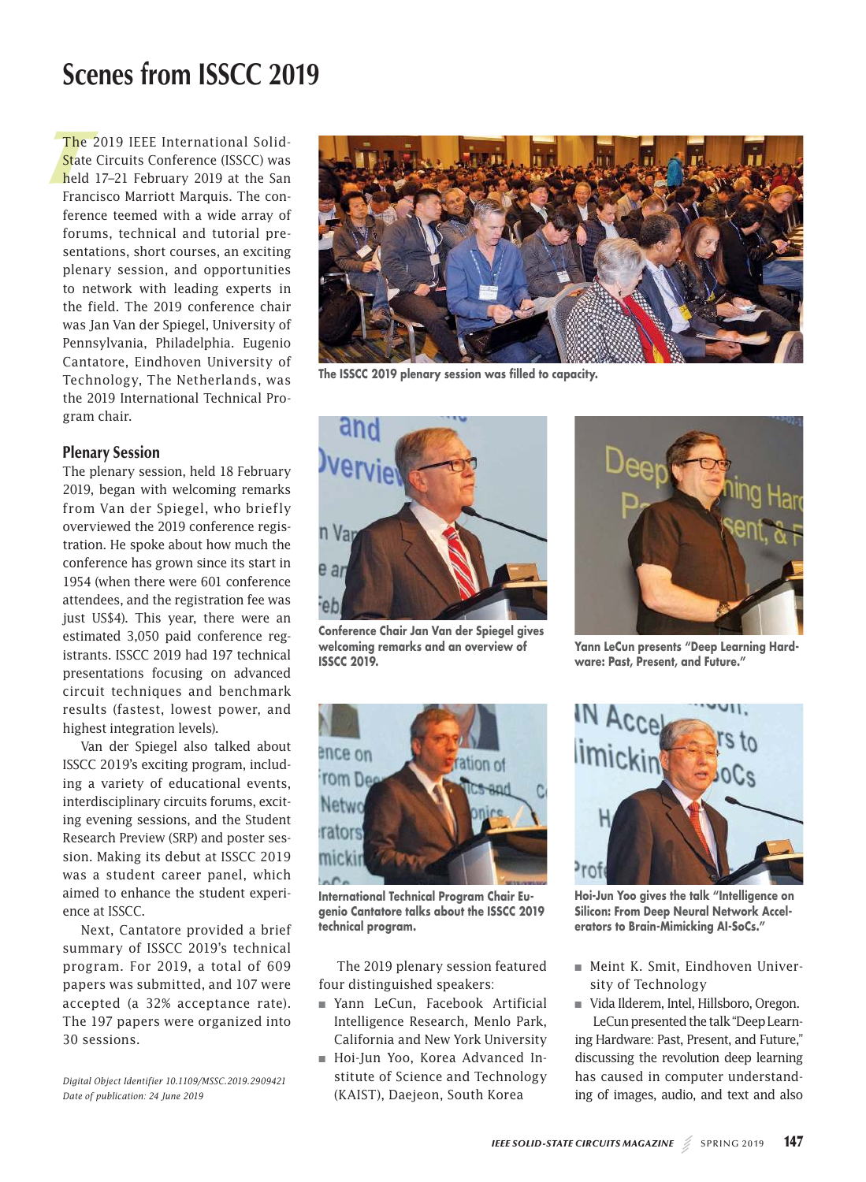# Scenes from ISSCC 2019

The 2019 IEEE International Solid-State Circuits Conference (ISSCC) was held 17–21 February 2019 at the San Francisco Marriott Marquis. The conference teemed with a wide array of forums, technical and tutorial presentations, short courses, an exciting plenary session, and opportunities to network with leading experts in the field. The 2019 conference chair was Jan Van der Spiegel, University of Pennsylvania, Philadelphia. Eugenio Cantatore, Eindhoven University of Technology, The Netherlands, was the 2019 International Technical Program chair.

## Plenary Session

The plenary session, held 18 February 2019, began with welcoming remarks from Van der Spiegel, who briefly overviewed the 2019 conference registration. He spoke about how much the conference has grown since its start in 1954 (when there were 601 conference attendees, and the registration fee was just US$4). This year, there were an estimated 3,050 paid conference registrants. ISSCC 2019 had 197 technical presentations focusing on advanced circuit techniques and benchmark results (fastest, lowest power, and highest integration levels).

Van der Spiegel also talked about ISSCC 2019's exciting program, including a variety of educational events, interdisciplinary circuits forums, exciting evening sessions, and the Student Research Preview (SRP) and poster session. Making its debut at ISSCC 2019 was a student career panel, which aimed to enhance the student experience at ISSCC.

Next, Cantatore provided a brief summary of ISSCC 2019's technical program. For 2019, a total of 609 papers was submitted, and 107 were accepted (a 32% acceptance rate). The 197 papers were organized into 30 sessions.

*Digital Object Identifier 10.1109/MSSC.2019.2909421*
*Date of publication: 24 June 2019*

**The ISSCC 2019 plenary session was filled to capacity.**

**Conference Chair Jan Van der Spiegel gives welcoming remarks and an overview of ISSCC 2019.**

**Yann LeCun presents "Deep Learning Hardware: Past, Present, and Future."**

**International Technical Program Chair Eugenio Cantatore talks about the ISSCC 2019 technical program.**

**Hoi-Jun Yoo gives the talk "Intelligence on Silicon: From Deep Neural Network Accelerators to Brain-Mimicking AI-SoCs."**

The 2019 plenary session featured four distinguished speakers:

- Yann LeCun, Facebook Artificial Intelligence Research, Menlo Park, California and New York University
- Hoi-Jun Yoo, Korea Advanced Institute of Science and Technology (KAIST), Daejeon, South Korea
- Meint K. Smit, Eindhoven University of Technology
- Vida Ilderem, Intel, Hillsboro, Oregon.

LeCun presented the talk "Deep Learning Hardware: Past, Present, and Future," discussing the revolution deep learning has caused in computer understanding of images, audio, and text and also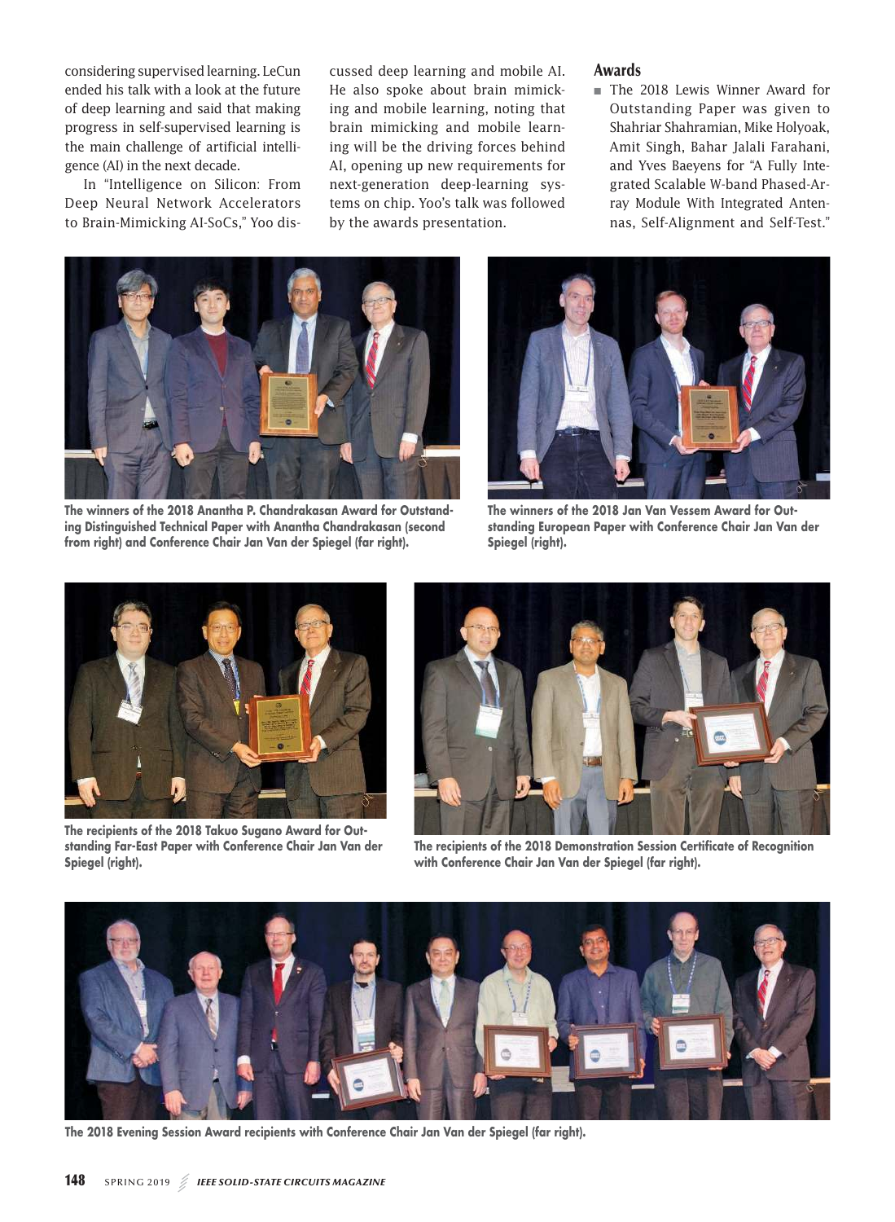considering supervised learning. LeCun ended his talk with a look at the future of deep learning and said that making progress in self-supervised learning is the main challenge of artificial intelligence (AI) in the next decade.

In "Intelligence on Silicon: From Deep Neural Network Accelerators to Brain-Mimicking AI-SoCs," Yoo discussed deep learning and mobile AI. He also spoke about brain mimicking and mobile learning, noting that brain mimicking and mobile learning will be the driving forces behind AI, opening up new requirements for next-generation deep-learning systems on chip. Yoo's talk was followed by the awards presentation.

## Awards

- The 2018 Lewis Winner Award for Outstanding Paper was given to Shahriar Shahramian, Mike Holyoak, Amit Singh, Bahar Jalali Farahani, and Yves Baeyens for "A Fully Integrated Scalable W-band Phased-Array Module With Integrated Antennas, Self-Alignment and Self-Test."

**The winners of the 2018 Anantha P. Chandrakasan Award for Outstanding Distinguished Technical Paper with Anantha Chandrakasan (second from right) and Conference Chair Jan Van der Spiegel (far right).**

**The winners of the 2018 Jan Van Vessem Award for Outstanding European Paper with Conference Chair Jan Van der Spiegel (right).**

**The recipients of the 2018 Takuo Sugano Award for Outstanding Far-East Paper with Conference Chair Jan Van der Spiegel (right).**

**The recipients of the 2018 Demonstration Session Certificate of Recognition with Conference Chair Jan Van der Spiegel (far right).**

**The 2018 Evening Session Award recipients with Conference Chair Jan Van der Spiegel (far right).**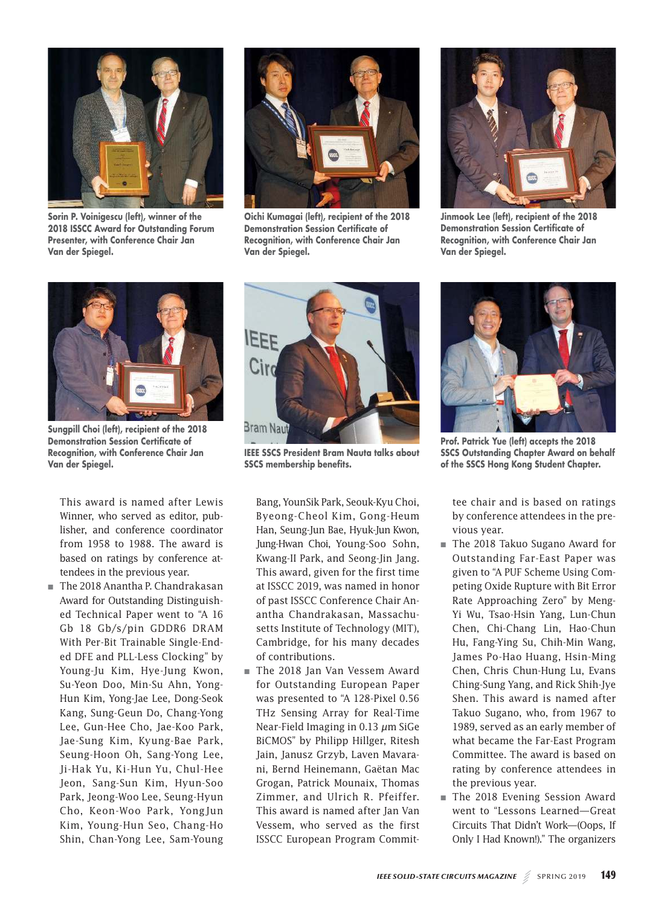**Sorin P. Voinigescu (left), winner of the 2018 ISSCC Award for Outstanding Forum Presenter, with Conference Chair Jan Van der Spiegel.**

**Oichi Kumagai (left), recipient of the 2018 Demonstration Session Certificate of Recognition, with Conference Chair Jan Van der Spiegel.**

**Jinmook Lee (left), recipient of the 2018 Demonstration Session Certificate of Recognition, with Conference Chair Jan Van der Spiegel.**

**Sungpill Choi (left), recipient of the 2018 Demonstration Session Certificate of Recognition, with Conference Chair Jan Van der Spiegel.**

**IEEE SSCS President Bram Nauta talks about SSCS membership benefits.**

**Prof. Patrick Yue (left) accepts the 2018 SSCS Outstanding Chapter Award on behalf of the SSCS Hong Kong Student Chapter.**

This award is named after Lewis Winner, who served as editor, publisher, and conference coordinator from 1958 to 1988. The award is based on ratings by conference attendees in the previous year.

- The 2018 Anantha P. Chandrakasan Award for Outstanding Distinguished Technical Paper went to "A 16 Gb 18 Gb/s/pin GDDR6 DRAM With Per-Bit Trainable Single-Ended DFE and PLL-Less Clocking" by Young-Ju Kim, Hye-Jung Kwon, Su-Yeon Doo, Min-Su Ahn, Yong-Hun Kim, Yong-Jae Lee, Dong-Seok Kang, Sung-Geun Do, Chang-Yong Lee, Gun-Hee Cho, Jae-Koo Park, Jae-Sung Kim, Kyung-Bae Park, Seung-Hoon Oh, Sang-Yong Lee, Ji-Hak Yu, Ki-Hun Yu, Chul-Hee Jeon, Sang-Sun Kim, Hyun-Soo Park, Jeong-Woo Lee, Seung-Hyun Cho, Keon-Woo Park, YongJun Kim, Young-Hun Seo, Chang-Ho Shin, Chan-Yong Lee, Sam-Young Bang, YounSik Park, Seouk-Kyu Choi, Byeong-Cheol Kim, Gong-Heum Han, Seung-Jun Bae, Hyuk-Jun Kwon, Jung-Hwan Choi, Young-Soo Sohn, Kwang-Il Park, and Seong-Jin Jang. This award, given for the first time at ISSCC 2019, was named in honor of past ISSCC Conference Chair Anantha Chandrakasan, Massachusetts Institute of Technology (MIT), Cambridge, for his many decades of contributions.
- The 2018 Jan Van Vessem Award for Outstanding European Paper was presented to "A 128-Pixel 0.56 THz Sensing Array for Real-Time Near-Field Imaging in 0.13 $\mu$m SiGe BiCMOS" by Philipp Hillger, Ritesh Jain, Janusz Grzyb, Laven Mavarani, Bernd Heinemann, Gaëtan Mac Grogan, Patrick Mounaix, Thomas Zimmer, and Ulrich R. Pfeiffer. This award is named after Jan Van Vessem, who served as the first ISSCC European Program Committee chair and is based on ratings by conference attendees in the previous year.
- The 2018 Takuo Sugano Award for Outstanding Far-East Paper was given to "A PUF Scheme Using Competing Oxide Rupture with Bit Error Rate Approaching Zero" by Meng-Yi Wu, Tsao-Hsin Yang, Lun-Chun Chen, Chi-Chang Lin, Hao-Chun Hu, Fang-Ying Su, Chih-Min Wang, James Po-Hao Huang, Hsin-Ming Chen, Chris Chun-Hung Lu, Evans Ching-Sung Yang, and Rick Shih-Jye Shen. This award is named after Takuo Sugano, who, from 1967 to 1989, served as an early member of what became the Far-East Program Committee. The award is based on rating by conference attendees in the previous year.
- The 2018 Evening Session Award went to "Lessons Learned—Great Circuits That Didn't Work—(Oops, If Only I Had Known!)." The organizers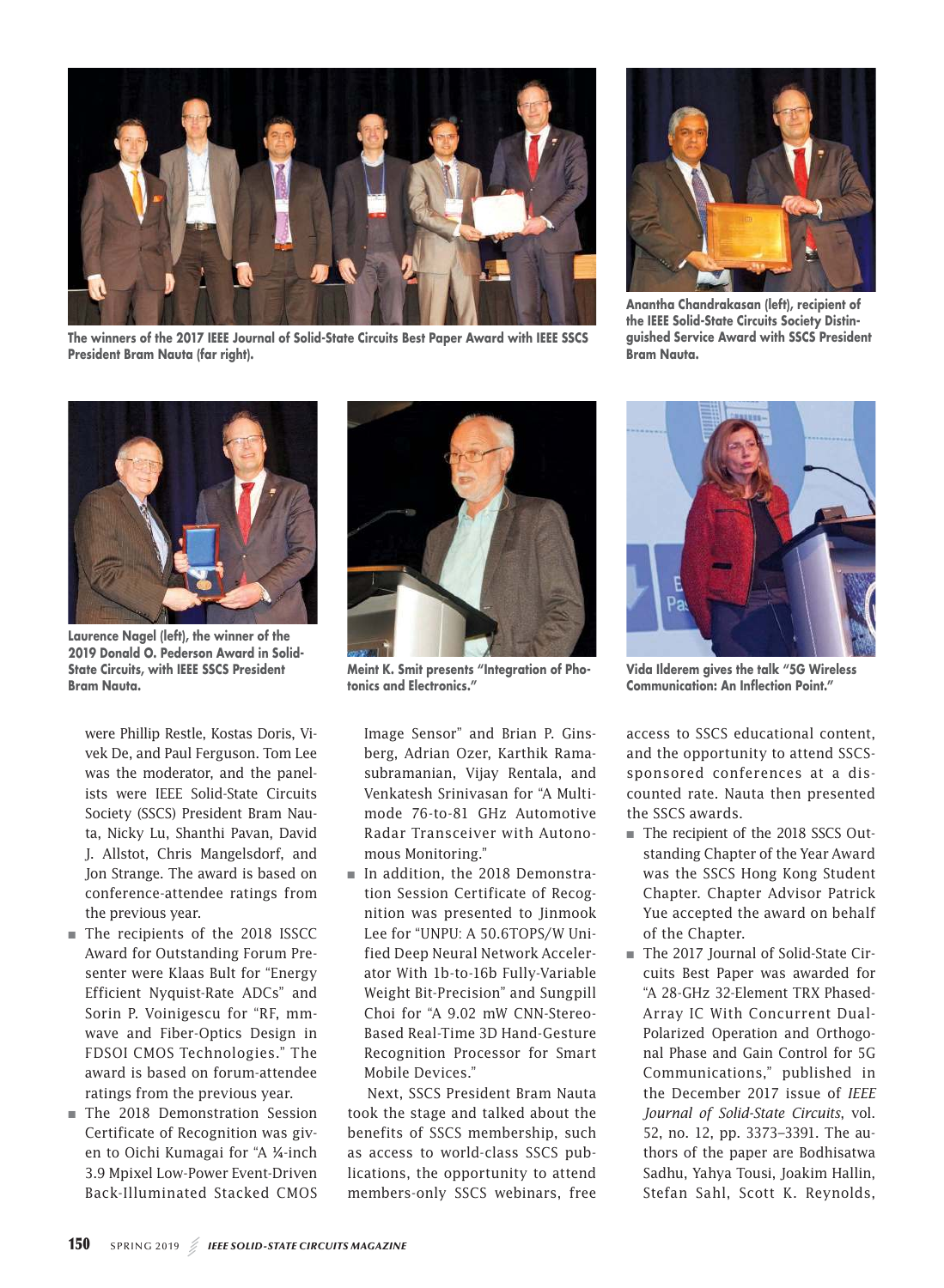The winners of the 2017 IEEE Journal of Solid-State Circuits Best Paper Award with IEEE SSCS President Bram Nauta (far right).

Anantha Chandrakasan (left), recipient of the IEEE Solid-State Circuits Society Distinguished Service Award with SSCS President Bram Nauta.

Laurence Nagel (left), the winner of the 2019 Donald O. Pederson Award in Solid-State Circuits, with IEEE SSCS President Bram Nauta.

Meint K. Smit presents "Integration of Photonics and Electronics."

Vida Ilderem gives the talk "5G Wireless Communication: An Inflection Point."

were Phillip Restle, Kostas Doris, Vivek De, and Paul Ferguson. Tom Lee was the moderator, and the panelists were IEEE Solid-State Circuits Society (SSCS) President Bram Nauta, Nicky Lu, Shanthi Pavan, David J. Allstot, Chris Mangelsdorf, and Jon Strange. The award is based on conference-attendee ratings from the previous year.

- The recipients of the 2018 ISSCC Award for Outstanding Forum Presenter were Klaas Bult for "Energy Efficient Nyquist-Rate ADCs" and Sorin P. Voinigescu for "RF, mm-wave and Fiber-Optics Design in FDSOI CMOS Technologies." The award is based on forum-attendee ratings from the previous year.
- The 2018 Demonstration Session Certificate of Recognition was given to Oichi Kumagai for "A ¼-inch 3.9 Mpixel Low-Power Event-Driven Back-Illuminated Stacked CMOS Image Sensor" and Brian P. Ginsberg, Adrian Ozer, Karthik Ramasubramanian, Vijay Rentala, and Venkatesh Srinivasan for "A Multimode 76-to-81 GHz Automotive Radar Transceiver with Autonomous Monitoring."
- In addition, the 2018 Demonstration Session Certificate of Recognition was presented to Jinmook Lee for "UNPU: A 50.6TOPS/W Unified Deep Neural Network Accelerator With 1b-to-16b Fully-Variable Weight Bit-Precision" and Sungpill Choi for "A 9.02 mW CNN-Stereo-Based Real-Time 3D Hand-Gesture Recognition Processor for Smart Mobile Devices."

Next, SSCS President Bram Nauta took the stage and talked about the benefits of SSCS membership, such as access to world-class SSCS publications, the opportunity to attend members-only SSCS webinars, free access to SSCS educational content, and the opportunity to attend SSCS-sponsored conferences at a discounted rate. Nauta then presented the SSCS awards.

- The recipient of the 2018 SSCS Outstanding Chapter of the Year Award was the SSCS Hong Kong Student Chapter. Chapter Advisor Patrick Yue accepted the award on behalf of the Chapter.
- The 2017 Journal of Solid-State Circuits Best Paper was awarded for "A 28-GHz 32-Element TRX Phased-Array IC With Concurrent Dual-Polarized Operation and Orthogonal Phase and Gain Control for 5G Communications," published in the December 2017 issue of *IEEE Journal of Solid-State Circuits*, vol. 52, no. 12, pp. 3373–3391. The authors of the paper are Bodhisatwa Sadhu, Yahya Tousi, Joakim Hallin, Stefan Sahl, Scott K. Reynolds,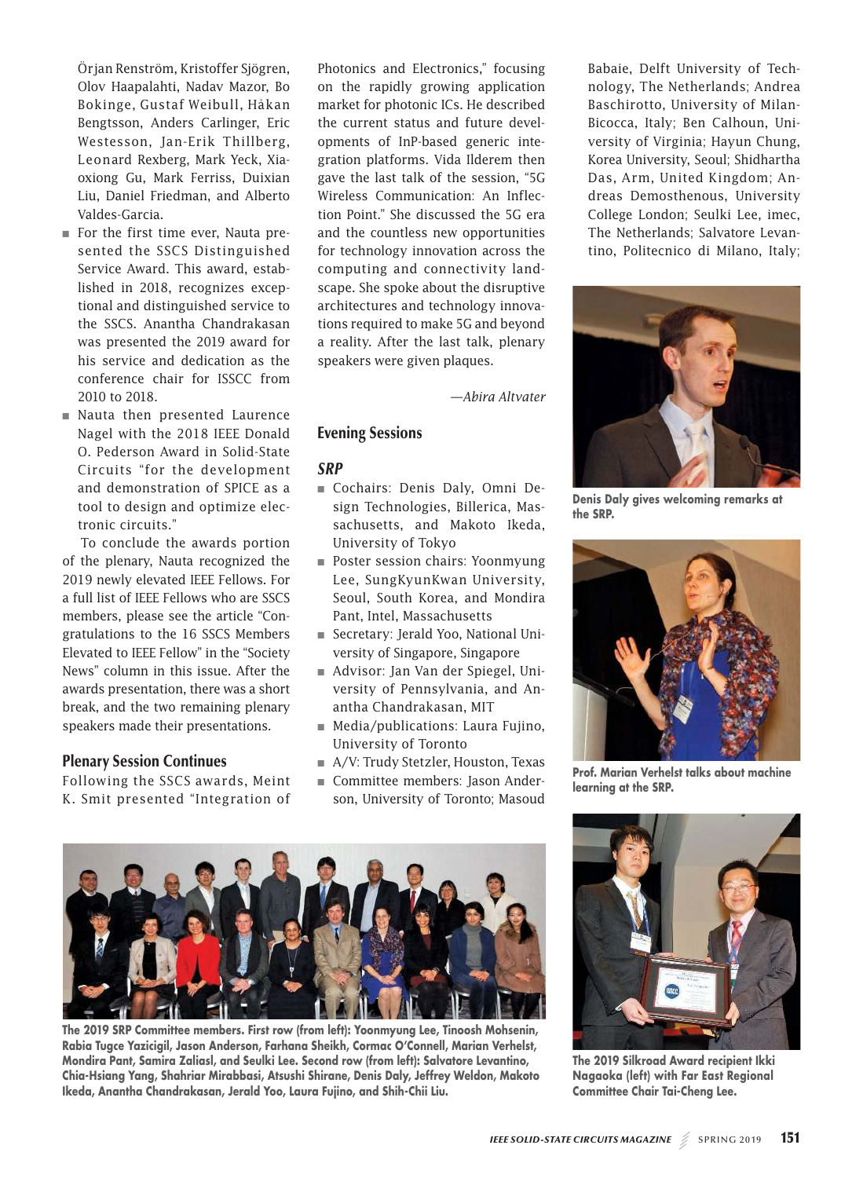Örjan Renström, Kristoffer Sjögren, Olov Haapalahti, Nadav Mazor, Bo Bokinge, Gustaf Weibull, Håkan Bengtsson, Anders Carlinger, Eric Westesson, Jan-Erik Thillberg, Leonard Rexberg, Mark Yeck, Xiaoxiong Gu, Mark Ferriss, Duixian Liu, Daniel Friedman, and Alberto Valdes-Garcia.

- For the first time ever, Nauta presented the SSCS Distinguished Service Award. This award, established in 2018, recognizes exceptional and distinguished service to the SSCS. Anantha Chandrakasan was presented the 2019 award for his service and dedication as the conference chair for ISSCC from 2010 to 2018.
- Nauta then presented Laurence Nagel with the 2018 IEEE Donald O. Pederson Award in Solid-State Circuits "for the development and demonstration of SPICE as a tool to design and optimize electronic circuits."

To conclude the awards portion of the plenary, Nauta recognized the 2019 newly elevated IEEE Fellows. For a full list of IEEE Fellows who are SSCS members, please see the article "Congratulations to the 16 SSCS Members Elevated to IEEE Fellow" in the "Society News" column in this issue. After the awards presentation, there was a short break, and the two remaining plenary speakers made their presentations.

## Plenary Session Continues

Following the SSCS awards, Meint K. Smit presented "Integration of Photonics and Electronics," focusing on the rapidly growing application market for photonic ICs. He described the current status and future developments of InP-based generic integration platforms. Vida Ilderem then gave the last talk of the session, "5G Wireless Communication: An Inflection Point." She discussed the 5G era and the countless new opportunities for technology innovation across the computing and connectivity landscape. She spoke about the disruptive architectures and technology innovations required to make 5G and beyond a reality. After the last talk, plenary speakers were given plaques.

*—Abira Altvater*

## Evening Sessions

### SRP

- Cochairs: Denis Daly, Omni Design Technologies, Billerica, Massachusetts, and Makoto Ikeda, University of Tokyo
- Poster session chairs: Yoonmyung Lee, SungKyunKwan University, Seoul, South Korea, and Mondira Pant, Intel, Massachusetts
- Secretary: Jerald Yoo, National University of Singapore, Singapore
- Advisor: Jan Van der Spiegel, University of Pennsylvania, and Anantha Chandrakasan, MIT
- Media/publications: Laura Fujino, University of Toronto
- A/V: Trudy Stetzler, Houston, Texas
- Committee members: Jason Anderson, University of Toronto; Masoud Babaie, Delft University of Technology, The Netherlands; Andrea Baschirotto, University of Milan-Bicocca, Italy; Ben Calhoun, University of Virginia; Hayun Chung, Korea University, Seoul; Shidhartha Das, Arm, United Kingdom; Andreas Demosthenous, University College London; Seulki Lee, imec, The Netherlands; Salvatore Levantino, Politecnico di Milano, Italy;

Denis Daly gives welcoming remarks at the SRP.

Prof. Marian Verhelst talks about machine learning at the SRP.

The 2019 SRP Committee members. First row (from left): Yoonmyung Lee, Tinoosh Mohsenin, Rabia Tugce Yazicigil, Jason Anderson, Farhana Sheikh, Cormac O'Connell, Marian Verhelst, Mondira Pant, Samira Zaliasl, and Seulki Lee. Second row (from left): Salvatore Levantino, Chia-Hsiang Yang, Shahriar Mirabbasi, Atsushi Shirane, Denis Daly, Jeffrey Weldon, Makoto Ikeda, Anantha Chandrakasan, Jerald Yoo, Laura Fujino, and Shih-Chii Liu.

The 2019 Silkroad Award recipient Ikki Nagaoka (left) with Far East Regional Committee Chair Tai-Cheng Lee.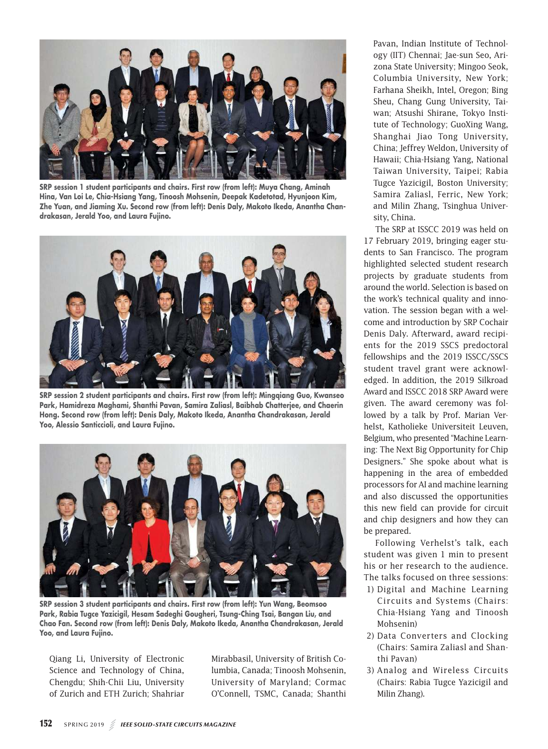SRP session 1 student participants and chairs. First row (from left): Muya Chang, Aminah Hina, Van Loi Le, Chia-Hsiang Yang, Tinoosh Mohsenin, Deepak Kadetotad, Hyunjoon Kim, Zhe Yuan, and Jiaming Xu. Second row (from left): Denis Daly, Makoto Ikeda, Anantha Chandrakasan, Jerald Yoo, and Laura Fujino.

SRP session 2 student participants and chairs. First row (from left): Mingqiang Guo, Kwanseo Park, Hamidreza Maghami, Shanthi Pavan, Samira Zaliasl, Baibhab Chatterjee, and Chaerin Hong. Second row (from left): Denis Daly, Makoto Ikeda, Anantha Chandrakasan, Jerald Yoo, Alessio Santicciolí, and Laura Fujino.

SRP session 3 student participants and chairs. First row (from left): Yun Wang, Beomsoo Park, Rabia Tugce Yazicigil, Hesam Sadeghi Gougheri, Tsung-Ching Tsai, Bangan Liu, and Chao Fan. Second row (from left): Denis Daly, Makoto Ikeda, Anantha Chandrakasan, Jerald Yoo, and Laura Fujino.

Qiang Li, University of Electronic Science and Technology of China, Chengdu; Shih-Chii Liu, University of Zurich and ETH Zurich; Shahriar Mirabbasil, University of British Columbia, Canada; Tinoosh Mohsenin, University of Maryland; Cormac O'Connell, TSMC, Canada; Shanthi Pavan, Indian Institute of Technology (IIT) Chennai; Jae-sun Seo, Arizona State University; Mingoo Seok, Columbia University, New York; Farhana Sheikh, Intel, Oregon; Bing Sheu, Chang Gung University, Taiwan; Atsushi Shirane, Tokyo Institute of Technology; GuoXing Wang, Shanghai Jiao Tong University, China; Jeffrey Weldon, University of Hawaii; Chia-Hsiang Yang, National Taiwan University, Taipei; Rabia Tugce Yazicigil, Boston University; Samira Zaliasl, Ferric, New York; and Milin Zhang, Tsinghua University, China.

The SRP at ISSCC 2019 was held on 17 February 2019, bringing eager students to San Francisco. The program highlighted selected student research projects by graduate students from around the world. Selection is based on the work's technical quality and innovation. The session began with a welcome and introduction by SRP Cochair Denis Daly. Afterward, award recipients for the 2019 SSCS predoctoral fellowships and the 2019 ISSCC/SSCS student travel grant were acknowledged. In addition, the 2019 Silkroad Award and ISSCC 2018 SRP Award were given. The award ceremony was followed by a talk by Prof. Marian Verhelst, Katholieke Universiteit Leuven, Belgium, who presented "Machine Learning: The Next Big Opportunity for Chip Designers." She spoke about what is happening in the area of embedded processors for AI and machine learning and also discussed the opportunities this new field can provide for circuit and chip designers and how they can be prepared.

Following Verhelst's talk, each student was given 1 min to present his or her research to the audience. The talks focused on three sessions:

1) Digital and Machine Learning Circuits and Systems (Chairs: Chia-Hsiang Yang and Tinoosh Mohsenin)
2) Data Converters and Clocking (Chairs: Samira Zaliasl and Shanthi Pavan)
3) Analog and Wireless Circuits (Chairs: Rabia Tugce Yazicigil and Milin Zhang).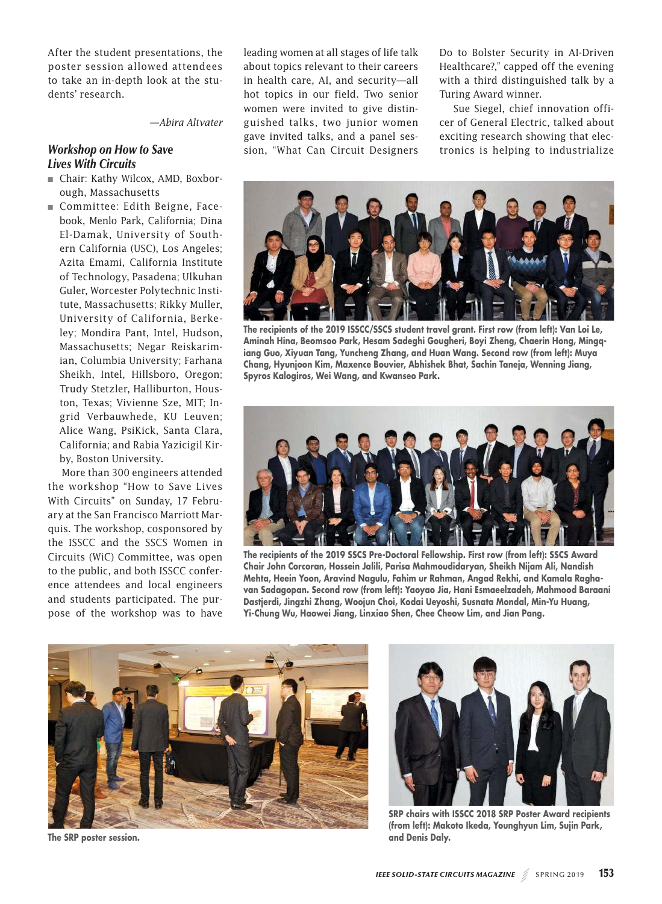After the student presentations, the poster session allowed attendees to take an in-depth look at the students' research.

*—Abira Altvater*

### *Workshop on How to Save Lives With Circuits*

- Chair: Kathy Wilcox, AMD, Boxborough, Massachusetts
- Committee: Edith Beigne, Facebook, Menlo Park, California; Dina El-Damak, University of Southern California (USC), Los Angeles; Azita Emami, California Institute of Technology, Pasadena; Ulkuhan Guler, Worcester Polytechnic Institute, Massachusetts; Rikky Muller, University of California, Berkeley; Mondira Pant, Intel, Hudson, Massachusetts; Negar Reiskarimian, Columbia University; Farhana Sheikh, Intel, Hillsboro, Oregon; Trudy Stetzler, Halliburton, Houston, Texas; Vivienne Sze, MIT; Ingrid Verbauwhede, KU Leuven; Alice Wang, PsiKick, Santa Clara, California; and Rabia Yazicigil Kirby, Boston University.

More than 300 engineers attended the workshop "How to Save Lives With Circuits" on Sunday, 17 February at the San Francisco Marriott Marquis. The workshop, cosponsored by the ISSCC and the SSCS Women in Circuits (WiC) Committee, was open to the public, and both ISSCC conference attendees and local engineers and students participated. The purpose of the workshop was to have leading women at all stages of life talk about topics relevant to their careers in health care, AI, and security—all hot topics in our field. Two senior women were invited to give distinguished talks, two junior women gave invited talks, and a panel session, "What Can Circuit Designers Do to Bolster Security in AI-Driven Healthcare?," capped off the evening with a third distinguished talk by a Turing Award winner.

Sue Siegel, chief innovation officer of General Electric, talked about exciting research showing that electronics is helping to industrialize

**The recipients of the 2019 ISSCC/SSCS student travel grant. First row (from left): Van Loi Le, Aminah Hina, Beomsoo Park, Hesam Sadeghi Gougheri, Boyi Zheng, Chaerin Hong, Mingqiang Guo, Xiyuan Tang, Yuncheng Zhang, and Huan Wang. Second row (from left): Muya Chang, Hyunjoon Kim, Maxence Bouvier, Abhishek Bhat, Sachin Taneja, Wenning Jiang, Spyros Kalogiros, Wei Wang, and Kwanseo Park.**

**The recipients of the 2019 SSCS Pre-Doctoral Fellowship. First row (from left): SSCS Award Chair John Corcoran, Hossein Jalili, Parisa Mahmoudidaryan, Sheikh Nijam Ali, Nandish Mehta, Heein Yoon, Aravind Nagulu, Fahim ur Rahman, Angad Rekhi, and Kamala Raghavan Sadagopan. Second row (from left): Yaoyao Jia, Hani Esmaeelzadeh, Mahmood Baraani Dastjerdi, Jingzhi Zhang, Woojun Choi, Kodai Ueyoshi, Susnata Mondal, Min-Yu Huang, Yi-Chung Wu, Haowei Jiang, Linxiao Shen, Chee Cheow Lim, and Jian Pang.**

**The SRP poster session.**

**SRP chairs with ISSCC 2018 SRP Poster Award recipients (from left): Makoto Ikeda, Younghyun Lim, Sujin Park, and Denis Daly.**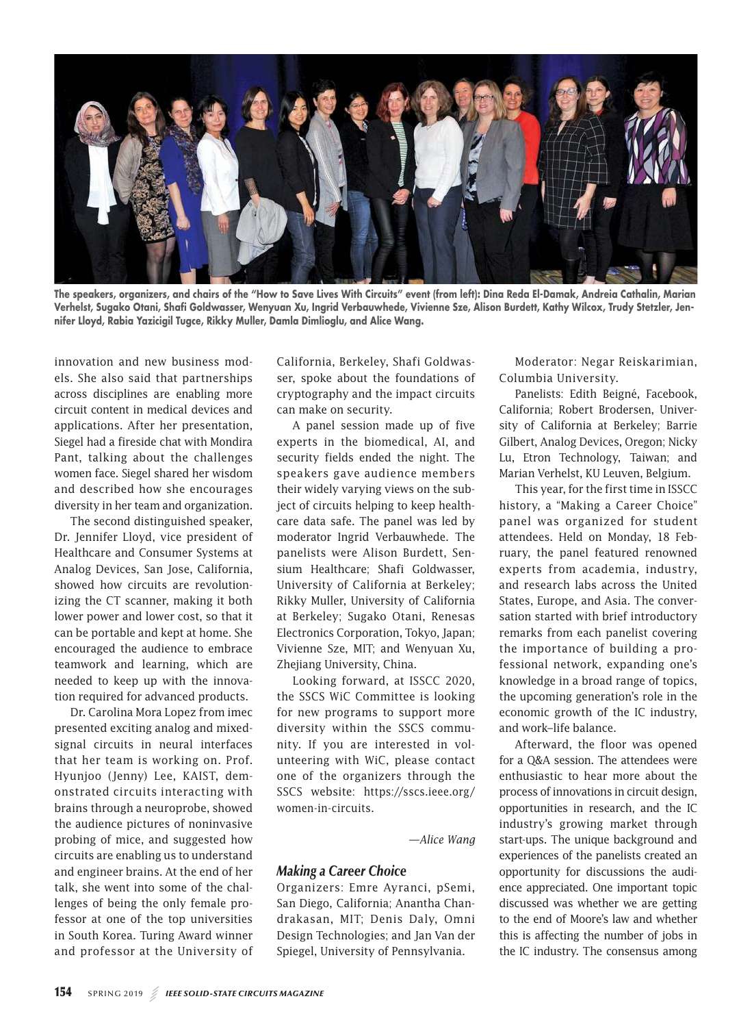The speakers, organizers, and chairs of the "How to Save Lives With Circuits" event (from left): Dina Reda El-Damak, Andreia Cathalin, Marian Verhelst, Sugako Otani, Shafi Goldwasser, Wenyuan Xu, Ingrid Verbauwhede, Vivienne Sze, Alison Burdett, Kathy Wilcox, Trudy Stetzler, Jennifer Lloyd, Rabia Yazicigil Tugce, Rikky Muller, Damla Dimlioglu, and Alice Wang.

innovation and new business models. She also said that partnerships across disciplines are enabling more circuit content in medical devices and applications. After her presentation, Siegel had a fireside chat with Mondira Pant, talking about the challenges women face. Siegel shared her wisdom and described how she encourages diversity in her team and organization.

The second distinguished speaker, Dr. Jennifer Lloyd, vice president of Healthcare and Consumer Systems at Analog Devices, San Jose, California, showed how circuits are revolutionizing the CT scanner, making it both lower power and lower cost, so that it can be portable and kept at home. She encouraged the audience to embrace teamwork and learning, which are needed to keep up with the innovation required for advanced products.

Dr. Carolina Mora Lopez from imec presented exciting analog and mixed-signal circuits in neural interfaces that her team is working on. Prof. Hyunjoo (Jenny) Lee, KAIST, demonstrated circuits interacting with brains through a neuroprobe, showed the audience pictures of noninvasive probing of mice, and suggested how circuits are enabling us to understand and engineer brains. At the end of her talk, she went into some of the challenges of being the only female professor at one of the top universities in South Korea. Turing Award winner and professor at the University of California, Berkeley, Shafi Goldwasser, spoke about the foundations of cryptography and the impact circuits can make on security.

A panel session made up of five experts in the biomedical, AI, and security fields ended the night. The speakers gave audience members their widely varying views on the subject of circuits helping to keep healthcare data safe. The panel was led by moderator Ingrid Verbauwhede. The panelists were Alison Burdett, Sensium Healthcare; Shafi Goldwasser, University of California at Berkeley; Rikky Muller, University of California at Berkeley; Sugako Otani, Renesas Electronics Corporation, Tokyo, Japan; Vivienne Sze, MIT; and Wenyuan Xu, Zhejiang University, China.

Looking forward, at ISSCC 2020, the SSCS WiC Committee is looking for new programs to support more diversity within the SSCS community. If you are interested in volunteering with WiC, please contact one of the organizers through the SSCS website: https://sscs.ieee.org/women-in-circuits.

*—Alice Wang*

### *Making a Career Choice*

Organizers: Emre Ayranci, pSemi, San Diego, California; Anantha Chandrakasan, MIT; Denis Daly, Omni Design Technologies; and Jan Van der Spiegel, University of Pennsylvania.

Moderator: Negar Reiskarimian, Columbia University.

Panelists: Edith Beigné, Facebook, California; Robert Brodersen, University of California at Berkeley; Barrie Gilbert, Analog Devices, Oregon; Nicky Lu, Etron Technology, Taiwan; and Marian Verhelst, KU Leuven, Belgium.

This year, for the first time in ISSCC history, a "Making a Career Choice" panel was organized for student attendees. Held on Monday, 18 February, the panel featured renowned experts from academia, industry, and research labs across the United States, Europe, and Asia. The conversation started with brief introductory remarks from each panelist covering the importance of building a professional network, expanding one's knowledge in a broad range of topics, the upcoming generation's role in the economic growth of the IC industry, and work–life balance.

Afterward, the floor was opened for a Q&A session. The attendees were enthusiastic to hear more about the process of innovations in circuit design, opportunities in research, and the IC industry's growing market through start-ups. The unique background and experiences of the panelists created an opportunity for discussions the audience appreciated. One important topic discussed was whether we are getting to the end of Moore's law and whether this is affecting the number of jobs in the IC industry. The consensus among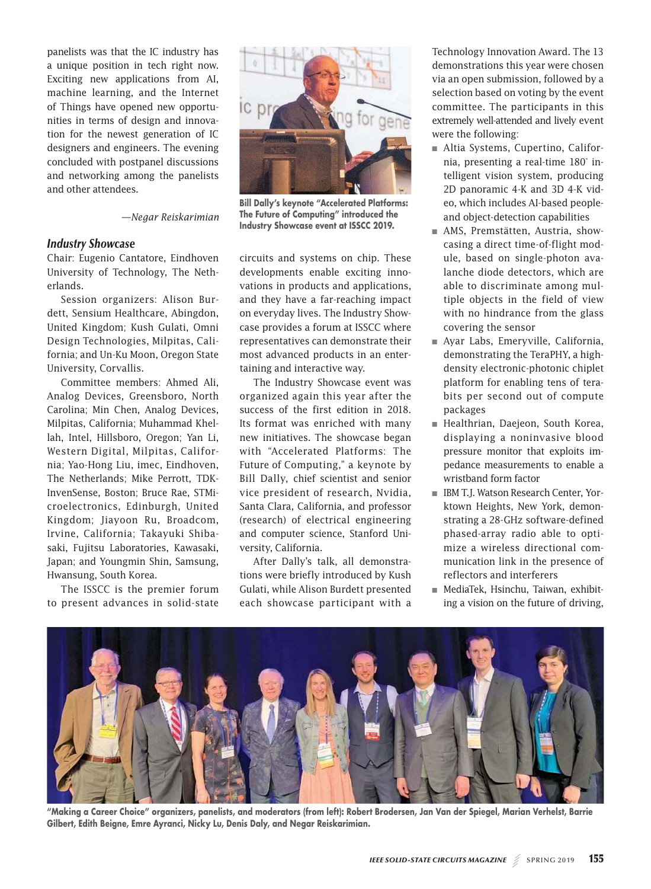panelists was that the IC industry has a unique position in tech right now. Exciting new applications from AI, machine learning, and the Internet of Things have opened new opportunities in terms of design and innovation for the newest generation of IC designers and engineers. The evening concluded with postpanel discussions and networking among the panelists and other attendees.

*—Negar Reiskarimian*

### *Industry Showcase*

Chair: Eugenio Cantatore, Eindhoven University of Technology, The Netherlands.

Session organizers: Alison Burdett, Sensium Healthcare, Abingdon, United Kingdom; Kush Gulati, Omni Design Technologies, Milpitas, California; and Un-Ku Moon, Oregon State University, Corvallis.

Committee members: Ahmed Ali, Analog Devices, Greensboro, North Carolina; Min Chen, Analog Devices, Milpitas, California; Muhammad Khellah, Intel, Hillsboro, Oregon; Yan Li, Western Digital, Milpitas, California; Yao-Hong Liu, imec, Eindhoven, The Netherlands; Mike Perrott, TDK-InvenSense, Boston; Bruce Rae, STMicroelectronics, Edinburgh, United Kingdom; Jiayoon Ru, Broadcom, Irvine, California; Takayuki Shibasaki, Fujitsu Laboratories, Kawasaki, Japan; and Youngmin Shin, Samsung, Hwansung, South Korea.

The ISSCC is the premier forum to present advances in solid-state circuits and systems on chip. These developments enable exciting innovations in products and applications, and they have a far-reaching impact on everyday lives. The Industry Showcase provides a forum at ISSCC where representatives can demonstrate their most advanced products in an entertaining and interactive way.

**Bill Dally's keynote "Accelerated Platforms: The Future of Computing" introduced the Industry Showcase event at ISSCC 2019.**

The Industry Showcase event was organized again this year after the success of the first edition in 2018. Its format was enriched with many new initiatives. The showcase began with "Accelerated Platforms: The Future of Computing," a keynote by Bill Dally, chief scientist and senior vice president of research, Nvidia, Santa Clara, California, and professor (research) of electrical engineering and computer science, Stanford University, California.

After Dally's talk, all demonstrations were briefly introduced by Kush Gulati, while Alison Burdett presented each showcase participant with a Technology Innovation Award. The 13 demonstrations this year were chosen via an open submission, followed by a selection based on voting by the event committee. The participants in this extremely well-attended and lively event were the following:

- Altia Systems, Cupertino, California, presenting a real-time 180° intelligent vision system, producing 2D panoramic 4-K and 3D 4-K video, which includes AI-based people- and object-detection capabilities
- AMS, Premstätten, Austria, showcasing a direct time-of-flight module, based on single-photon avalanche diode detectors, which are able to discriminate among multiple objects in the field of view with no hindrance from the glass covering the sensor
- Ayar Labs, Emeryville, California, demonstrating the TeraPHY, a high-density electronic-photonic chiplet platform for enabling tens of terabits per second out of compute packages
- Healthrian, Daejeon, South Korea, displaying a noninvasive blood pressure monitor that exploits impedance measurements to enable a wristband form factor
- IBM T.J. Watson Research Center, Yorktown Heights, New York, demonstrating a 28-GHz software-defined phased-array radio able to optimize a wireless directional communication link in the presence of reflectors and interferers
- MediaTek, Hsinchu, Taiwan, exhibiting a vision on the future of driving,

**"Making a Career Choice" organizers, panelists, and moderators (from left): Robert Brodersen, Jan Van der Spiegel, Marian Verhelst, Barrie Gilbert, Edith Beigne, Emre Ayranci, Nicky Lu, Denis Daly, and Negar Reiskarimian.**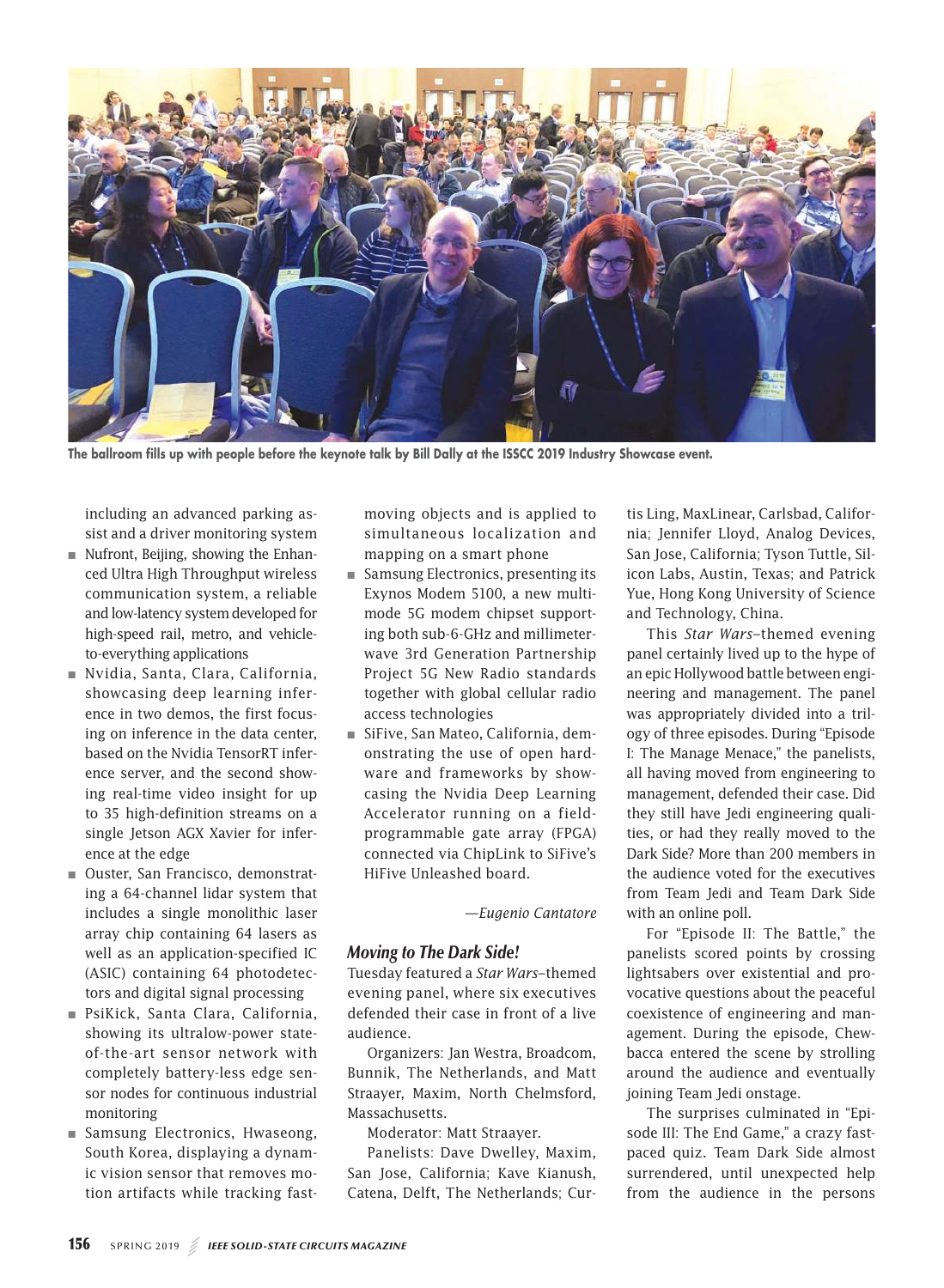The ballroom fills up with people before the keynote talk by Bill Dally at the ISSCC 2019 Industry Showcase event.

including an advanced parking assist and a driver monitoring system

- Nufront, Beijing, showing the Enhanced Ultra High Throughput wireless communication system, a reliable and low-latency system developed for high-speed rail, metro, and vehicle-to-everything applications
- Nvidia, Santa, Clara, California, showcasing deep learning inference in two demos, the first focusing on inference in the data center, based on the Nvidia TensorRT inference server, and the second showing real-time video insight for up to 35 high-definition streams on a single Jetson AGX Xavier for inference at the edge
- Ouster, San Francisco, demonstrating a 64-channel lidar system that includes a single monolithic laser array chip containing 64 lasers as well as an application-specified IC (ASIC) containing 64 photodetectors and digital signal processing
- PsiKick, Santa Clara, California, showing its ultralow-power state-of-the-art sensor network with completely battery-less edge sensor nodes for continuous industrial monitoring
- Samsung Electronics, Hwaseong, South Korea, displaying a dynamic vision sensor that removes motion artifacts while tracking fast-moving objects and is applied to simultaneous localization and mapping on a smart phone
- Samsung Electronics, presenting its Exynos Modem 5100, a new multimode 5G modem chipset supporting both sub-6-GHz and millimeter-wave 3rd Generation Partnership Project 5G New Radio standards together with global cellular radio access technologies
- SiFive, San Mateo, California, demonstrating the use of open hardware and frameworks by showcasing the Nvidia Deep Learning Accelerator running on a field-programmable gate array (FPGA) connected via ChipLink to SiFive's HiFive Unleashed board.

*—Eugenio Cantatore*

### *Moving to The Dark Side!*

Tuesday featured a *Star Wars*–themed evening panel, where six executives defended their case in front of a live audience.

Organizers: Jan Westra, Broadcom, Bunnik, The Netherlands, and Matt Straayer, Maxim, North Chelmsford, Massachusetts.

Moderator: Matt Straayer.

Panelists: Dave Dwelley, Maxim, San Jose, California; Kave Kianush, Catena, Delft, The Netherlands; Curtis Ling, MaxLinear, Carlsbad, California; Jennifer Lloyd, Analog Devices, San Jose, California; Tyson Tuttle, Silicon Labs, Austin, Texas; and Patrick Yue, Hong Kong University of Science and Technology, China.

This *Star Wars*–themed evening panel certainly lived up to the hype of an epic Hollywood battle between engineering and management. The panel was appropriately divided into a trilogy of three episodes. During "Episode I: The Manage Menace," the panelists, all having moved from engineering to management, defended their case. Did they still have Jedi engineering qualities, or had they really moved to the Dark Side? More than 200 members in the audience voted for the executives from Team Jedi and Team Dark Side with an online poll.

For "Episode II: The Battle," the panelists scored points by crossing lightsabers over existential and provocative questions about the peaceful coexistence of engineering and management. During the episode, Chewbacca entered the scene by strolling around the audience and eventually joining Team Jedi onstage.

The surprises culminated in "Episode III: The End Game," a crazy fast-paced quiz. Team Dark Side almost surrendered, until unexpected help from the audience in the persons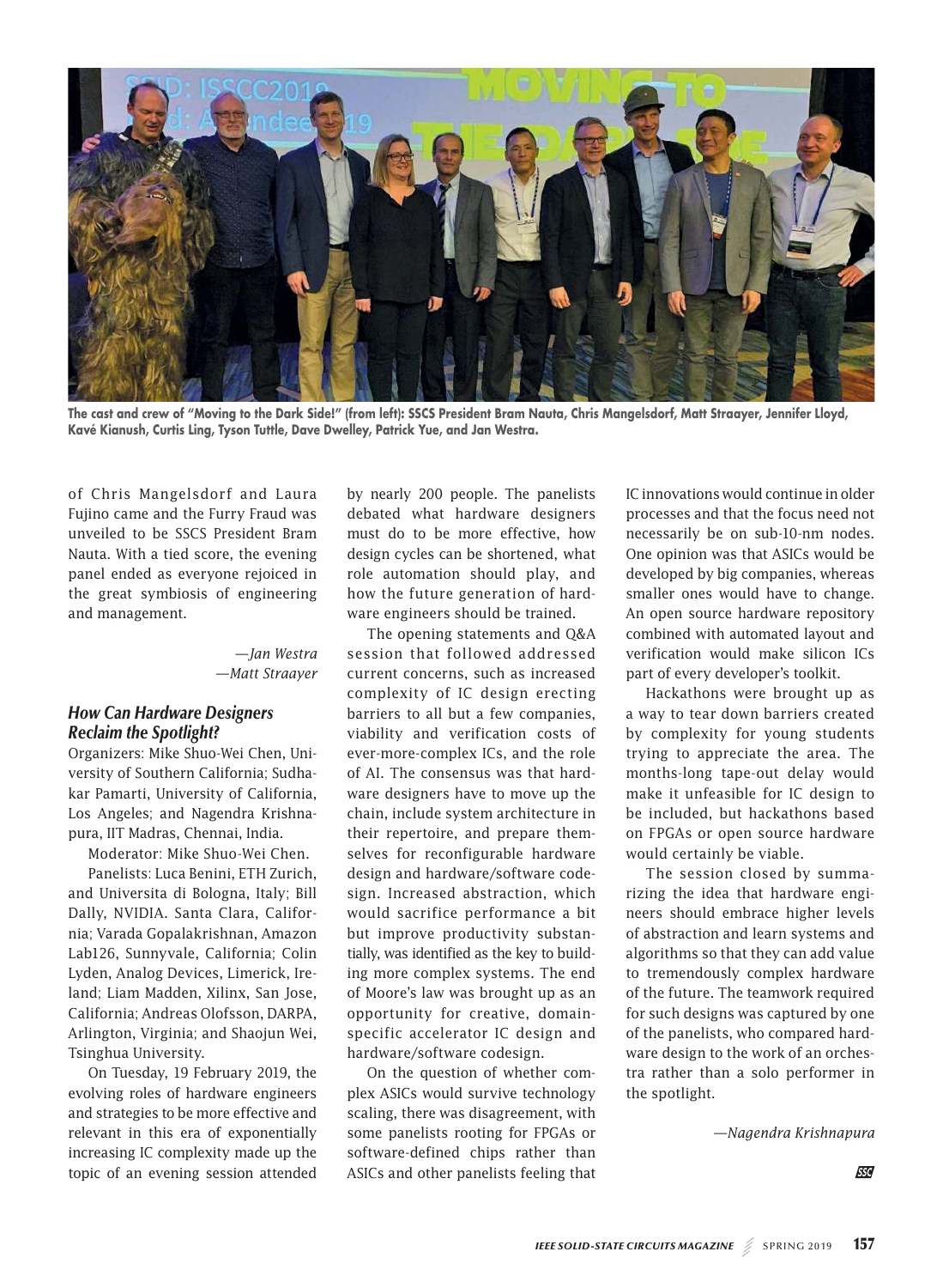The cast and crew of "Moving to the Dark Side!" (from left): SSCS President Bram Nauta, Chris Mangelsdorf, Matt Straayer, Jennifer Lloyd, Kavé Kianush, Curtis Ling, Tyson Tuttle, Dave Dwelley, Patrick Yue, and Jan Westra.

of Chris Mangelsdorf and Laura Fujino came and the Furry Fraud was unveiled to be SSCS President Bram Nauta. With a tied score, the evening panel ended as everyone rejoiced in the great symbiosis of engineering and management.

—*Jan Westra*
—*Matt Straayer*

### *How Can Hardware Designers Reclaim the Spotlight?*

Organizers: Mike Shuo-Wei Chen, University of Southern California; Sudhakar Pamarti, University of California, Los Angeles; and Nagendra Krishnapura, IIT Madras, Chennai, India.

Moderator: Mike Shuo-Wei Chen.

Panelists: Luca Benini, ETH Zurich, and Universita di Bologna, Italy; Bill Dally, NVIDIA. Santa Clara, California; Varada Gopalakrishnan, Amazon Lab126, Sunnyvale, California; Colin Lyden, Analog Devices, Limerick, Ireland; Liam Madden, Xilinx, San Jose, California; Andreas Olofsson, DARPA, Arlington, Virginia; and Shaojun Wei, Tsinghua University.

On Tuesday, 19 February 2019, the evolving roles of hardware engineers and strategies to be more effective and relevant in this era of exponentially increasing IC complexity made up the topic of an evening session attended by nearly 200 people. The panelists debated what hardware designers must do to be more effective, how design cycles can be shortened, what role automation should play, and how the future generation of hardware engineers should be trained.

The opening statements and Q&A session that followed addressed current concerns, such as increased complexity of IC design erecting barriers to all but a few companies, viability and verification costs of ever-more-complex ICs, and the role of AI. The consensus was that hardware designers have to move up the chain, include system architecture in their repertoire, and prepare themselves for reconfigurable hardware design and hardware/software codesign. Increased abstraction, which would sacrifice performance a bit but improve productivity substantially, was identified as the key to building more complex systems. The end of Moore's law was brought up as an opportunity for creative, domain-specific accelerator IC design and hardware/software codesign.

On the question of whether complex ASICs would survive technology scaling, there was disagreement, with some panelists rooting for FPGAs or software-defined chips rather than ASICs and other panelists feeling that IC innovations would continue in older processes and that the focus need not necessarily be on sub-10-nm nodes. One opinion was that ASICs would be developed by big companies, whereas smaller ones would have to change. An open source hardware repository combined with automated layout and verification would make silicon ICs part of every developer's toolkit.

Hackathons were brought up as a way to tear down barriers created by complexity for young students trying to appreciate the area. The months-long tape-out delay would make it unfeasible for IC design to be included, but hackathons based on FPGAs or open source hardware would certainly be viable.

The session closed by summarizing the idea that hardware engineers should embrace higher levels of abstraction and learn systems and algorithms so that they can add value to tremendously complex hardware of the future. The teamwork required for such designs was captured by one of the panelists, who compared hardware design to the work of an orchestra rather than a solo performer in the spotlight.

—*Nagendra Krishnapura*